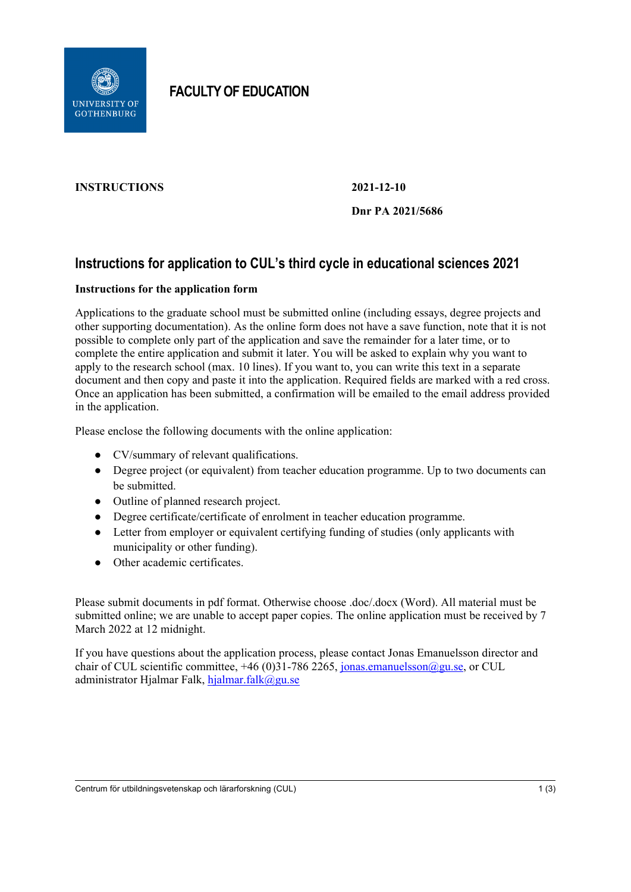**FACULTY OF EDUCATION**

**INSTRUCTIONS** **2021-12-10**

**Dnr PA 2021/5686**

# Instructions for application to CUL's third cycle in educational sciences 2021

**Instructions for the application form**

Applications to the graduate school must be submitted online (including essays, degree projects and other supporting documentation). As the online form does not have a save function, note that it is not possible to complete only part of the application and save the remainder for a later time, or to complete the entire application and submit it later. You will be asked to explain why you want to apply to the research school (max. 10 lines). If you want to, you can write this text in a separate document and then copy and paste it into the application. Required fields are marked with a red cross. Once an application has been submitted, a confirmation will be emailed to the email address provided in the application.

Please enclose the following documents with the online application:

- CV/summary of relevant qualifications.
- Degree project (or equivalent) from teacher education programme. Up to two documents can be submitted.
- Outline of planned research project.
- Degree certificate/certificate of enrolment in teacher education programme.
- Letter from employer or equivalent certifying funding of studies (only applicants with municipality or other funding).
- Other academic certificates.

Please submit documents in pdf format. Otherwise choose .doc/.docx (Word). All material must be submitted online; we are unable to accept paper copies. The online application must be received by 7 March 2022 at 12 midnight.

If you have questions about the application process, please contact Jonas Emanuelsson director and chair of CUL scientific committee, +46 (0)31-786 2265, jonas.emanuelsson@gu.se, or CUL administrator Hjalmar Falk, hjalmar.falk@gu.se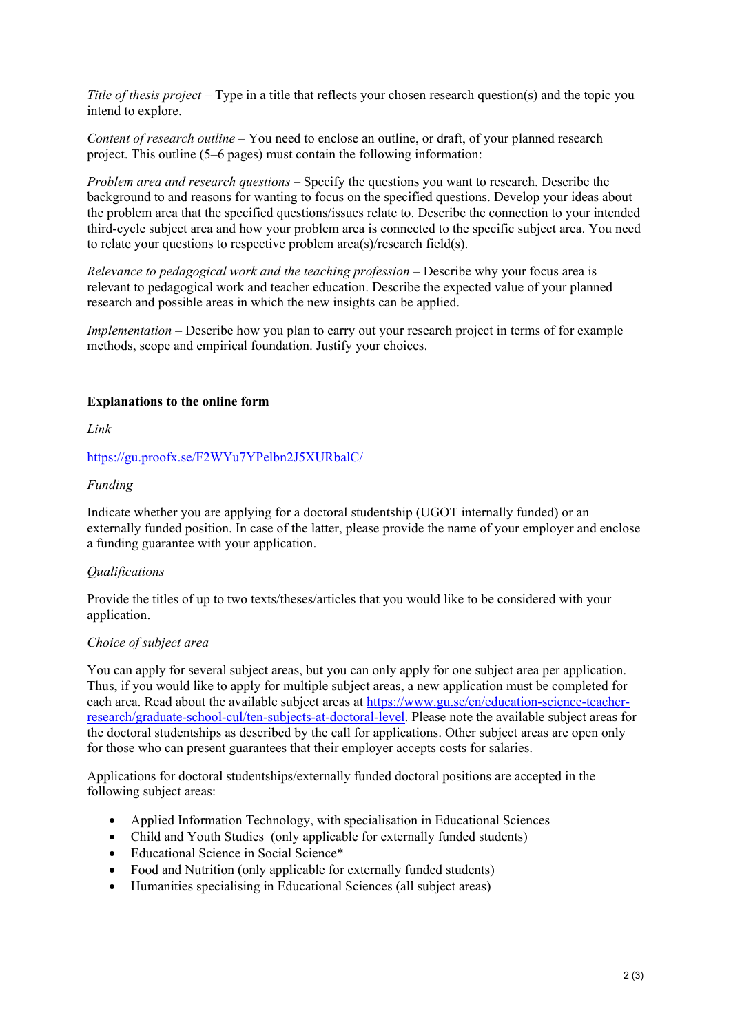*Title of thesis project* – Type in a title that reflects your chosen research question(s) and the topic you intend to explore.

*Content of research outline* – You need to enclose an outline, or draft, of your planned research project. This outline (5–6 pages) must contain the following information:

*Problem area and research questions* – Specify the questions you want to research. Describe the background to and reasons for wanting to focus on the specified questions. Develop your ideas about the problem area that the specified questions/issues relate to. Describe the connection to your intended third-cycle subject area and how your problem area is connected to the specific subject area. You need to relate your questions to respective problem area(s)/research field(s).

*Relevance to pedagogical work and the teaching profession* – Describe why your focus area is relevant to pedagogical work and teacher education. Describe the expected value of your planned research and possible areas in which the new insights can be applied.

*Implementation* – Describe how you plan to carry out your research project in terms of for example methods, scope and empirical foundation. Justify your choices.

**Explanations to the online form**

*Link*

[https://gu.proofx.se/F2WYu7YPelbn2J5XURbalC/](https://gu.proofx.se/F2WYu7YPelbn2J5XURbalC/)

*Funding*

Indicate whether you are applying for a doctoral studentship (UGOT internally funded) or an externally funded position. In case of the latter, please provide the name of your employer and enclose a funding guarantee with your application.

*Qualifications*

Provide the titles of up to two texts/theses/articles that you would like to be considered with your application.

*Choice of subject area*

You can apply for several subject areas, but you can only apply for one subject area per application. Thus, if you would like to apply for multiple subject areas, a new application must be completed for each area. Read about the available subject areas at [https://www.gu.se/en/education-science-teacher-research/graduate-school-cul/ten-subjects-at-doctoral-level](https://www.gu.se/en/education-science-teacher-research/graduate-school-cul/ten-subjects-at-doctoral-level). Please note the available subject areas for the doctoral studentships as described by the call for applications. Other subject areas are open only for those who can present guarantees that their employer accepts costs for salaries.

Applications for doctoral studentships/externally funded doctoral positions are accepted in the following subject areas:

- Applied Information Technology, with specialisation in Educational Sciences
- Child and Youth Studies (only applicable for externally funded students)
- Educational Science in Social Science*
- Food and Nutrition (only applicable for externally funded students)
- Humanities specialising in Educational Sciences (all subject areas)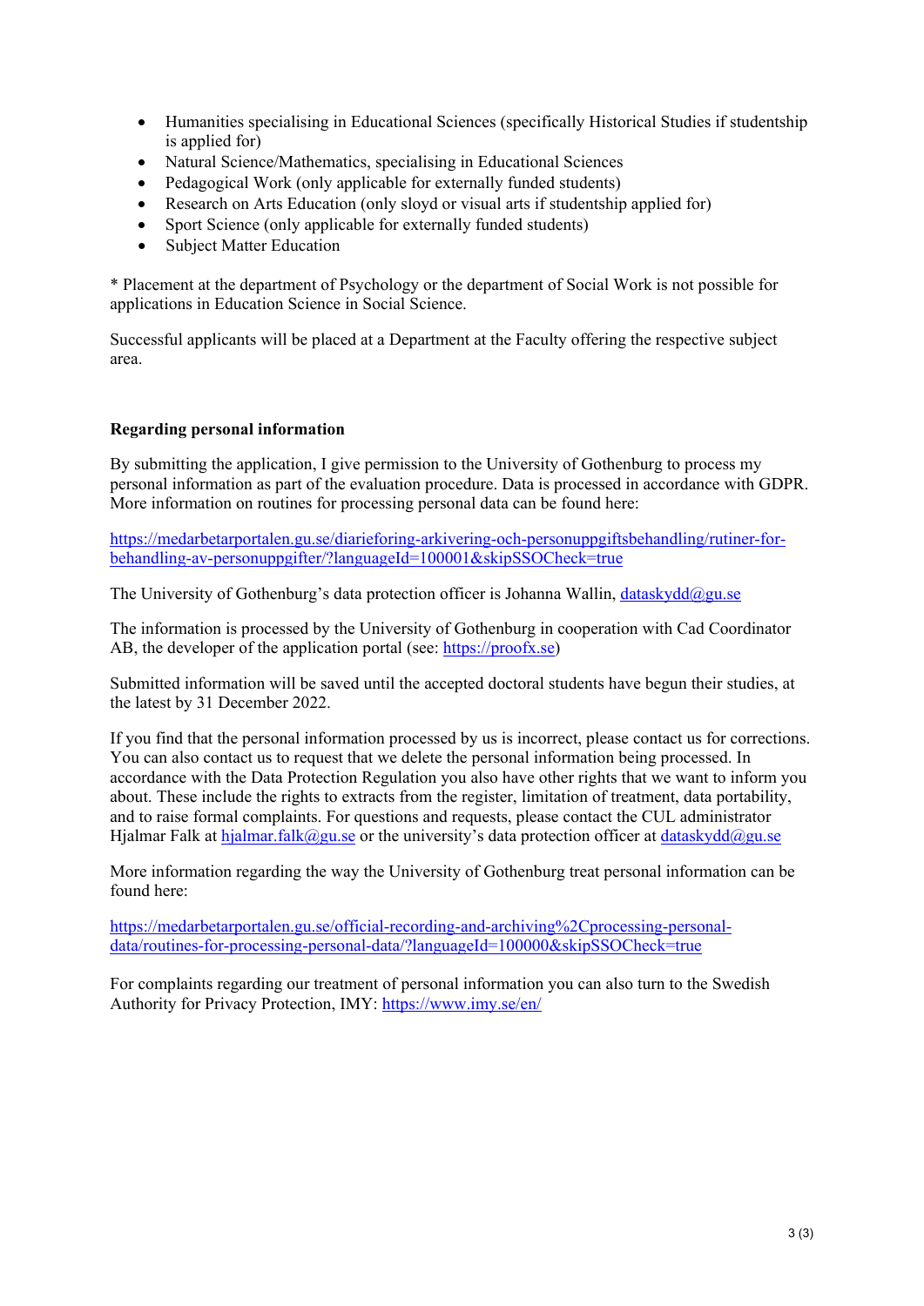- Humanities specialising in Educational Sciences (specifically Historical Studies if studentship is applied for)
- Natural Science/Mathematics, specialising in Educational Sciences
- Pedagogical Work (only applicable for externally funded students)
- Research on Arts Education (only sloyd or visual arts if studentship applied for)
- Sport Science (only applicable for externally funded students)
- Subject Matter Education

* Placement at the department of Psychology or the department of Social Work is not possible for applications in Education Science in Social Science.

Successful applicants will be placed at a Department at the Faculty offering the respective subject area.

**Regarding personal information**

By submitting the application, I give permission to the University of Gothenburg to process my personal information as part of the evaluation procedure. Data is processed in accordance with GDPR. More information on routines for processing personal data can be found here:

https://medarbetarportalen.gu.se/diarieforing-arkivering-och-personuppgiftsbehandling/rutiner-for-behandling-av-personuppgifter/?languageId=100001&skipSSOCheck=true

The University of Gothenburg's data protection officer is Johanna Wallin, dataskydd@gu.se

The information is processed by the University of Gothenburg in cooperation with Cad Coordinator AB, the developer of the application portal (see: https://proofx.se)

Submitted information will be saved until the accepted doctoral students have begun their studies, at the latest by 31 December 2022.

If you find that the personal information processed by us is incorrect, please contact us for corrections. You can also contact us to request that we delete the personal information being processed. In accordance with the Data Protection Regulation you also have other rights that we want to inform you about. These include the rights to extracts from the register, limitation of treatment, data portability, and to raise formal complaints. For questions and requests, please contact the CUL administrator Hjalmar Falk at hjalmar.falk@gu.se or the university's data protection officer at dataskydd@gu.se

More information regarding the way the University of Gothenburg treat personal information can be found here:

https://medarbetarportalen.gu.se/official-recording-and-archiving%2Cprocessing-personal-data/routines-for-processing-personal-data/?languageId=100000&skipSSOCheck=true

For complaints regarding our treatment of personal information you can also turn to the Swedish Authority for Privacy Protection, IMY: https://www.imy.se/en/